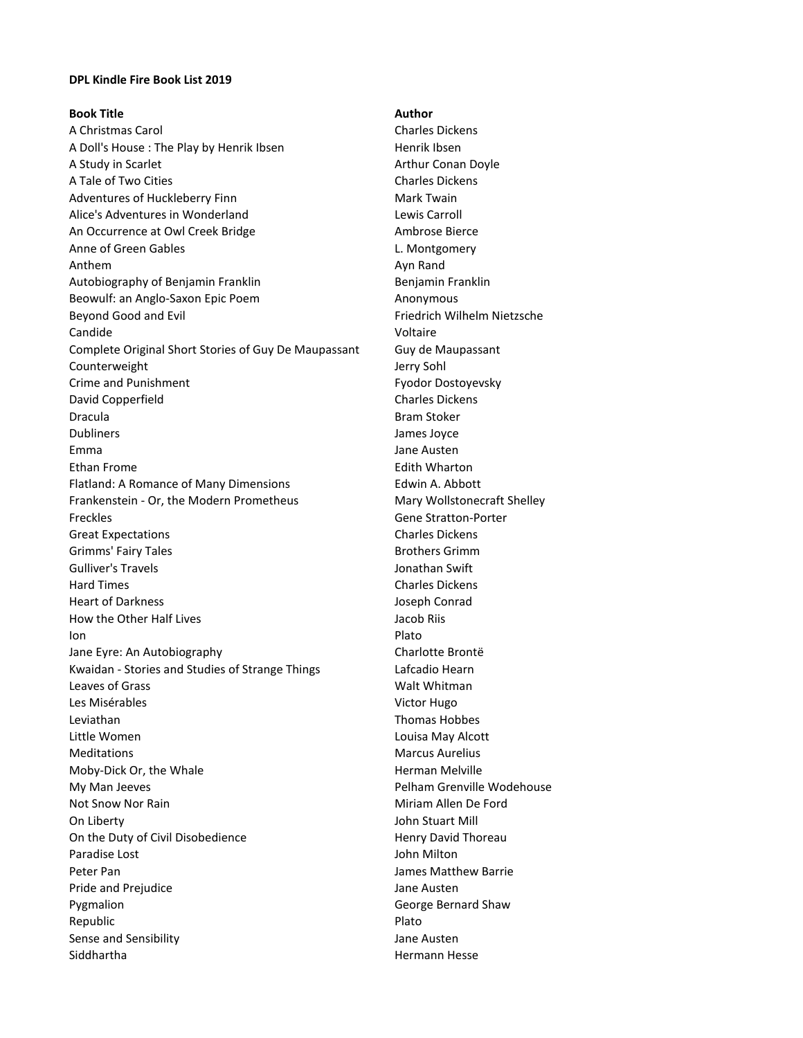**DPL Kindle Fire Book List 2019**

| Book Title | Author |
|---|---|
| A Christmas Carol | Charles Dickens |
| A Doll's House : The Play by Henrik Ibsen | Henrik Ibsen |
| A Study in Scarlet | Arthur Conan Doyle |
| A Tale of Two Cities | Charles Dickens |
| Adventures of Huckleberry Finn | Mark Twain |
| Alice's Adventures in Wonderland | Lewis Carroll |
| An Occurrence at Owl Creek Bridge | Ambrose Bierce |
| Anne of Green Gables | L. Montgomery |
| Anthem | Ayn Rand |
| Autobiography of Benjamin Franklin | Benjamin Franklin |
| Beowulf: an Anglo-Saxon Epic Poem | Anonymous |
| Beyond Good and Evil | Friedrich Wilhelm Nietzsche |
| Candide | Voltaire |
| Complete Original Short Stories of Guy De Maupassant | Guy de Maupassant |
| Counterweight | Jerry Sohl |
| Crime and Punishment | Fyodor Dostoyevsky |
| David Copperfield | Charles Dickens |
| Dracula | Bram Stoker |
| Dubliners | James Joyce |
| Emma | Jane Austen |
| Ethan Frome | Edith Wharton |
| Flatland: A Romance of Many Dimensions | Edwin A. Abbott |
| Frankenstein - Or, the Modern Prometheus | Mary Wollstonecraft Shelley |
| Freckles | Gene Stratton-Porter |
| Great Expectations | Charles Dickens |
| Grimms' Fairy Tales | Brothers Grimm |
| Gulliver's Travels | Jonathan Swift |
| Hard Times | Charles Dickens |
| Heart of Darkness | Joseph Conrad |
| How the Other Half Lives | Jacob Riis |
| Ion | Plato |
| Jane Eyre: An Autobiography | Charlotte Brontë |
| Kwaidan - Stories and Studies of Strange Things | Lafcadio Hearn |
| Leaves of Grass | Walt Whitman |
| Les Misérables | Victor Hugo |
| Leviathan | Thomas Hobbes |
| Little Women | Louisa May Alcott |
| Meditations | Marcus Aurelius |
| Moby-Dick Or, the Whale | Herman Melville |
| My Man Jeeves | Pelham Grenville Wodehouse |
| Not Snow Nor Rain | Miriam Allen De Ford |
| On Liberty | John Stuart Mill |
| On the Duty of Civil Disobedience | Henry David Thoreau |
| Paradise Lost | John Milton |
| Peter Pan | James Matthew Barrie |
| Pride and Prejudice | Jane Austen |
| Pygmalion | George Bernard Shaw |
| Republic | Plato |
| Sense and Sensibility | Jane Austen |
| Siddhartha | Hermann Hesse |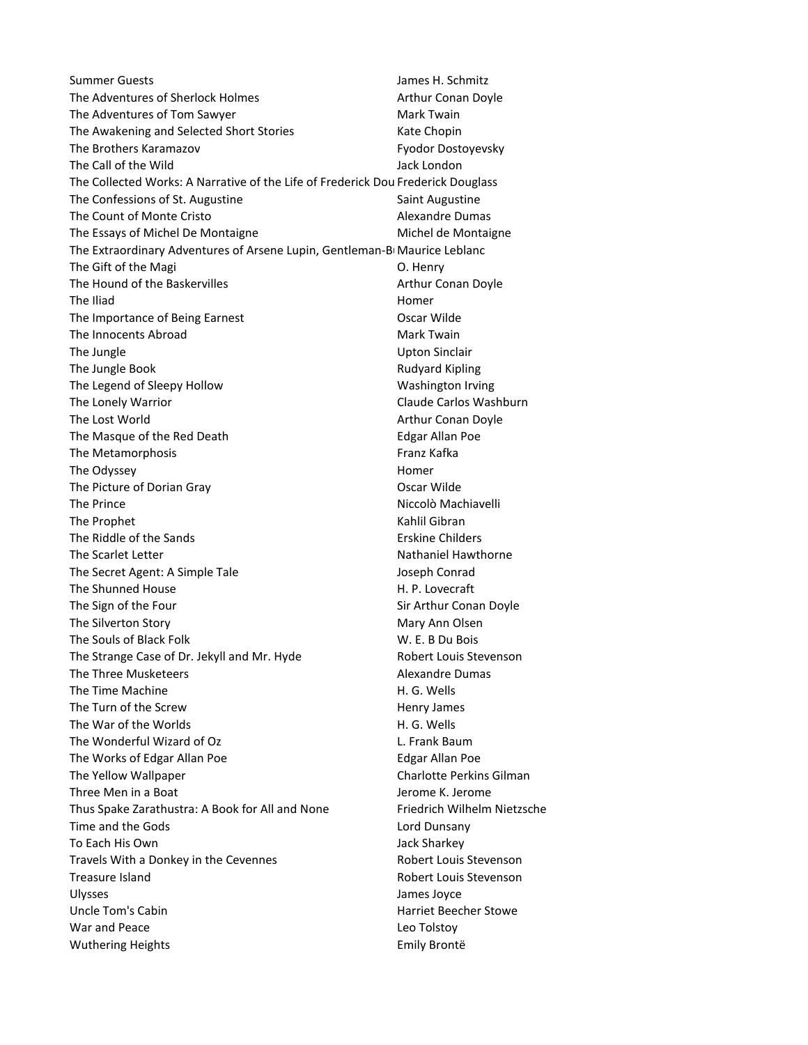| | |
|---|---|
| Summer Guests | James H. Schmitz |
| The Adventures of Sherlock Holmes | Arthur Conan Doyle |
| The Adventures of Tom Sawyer | Mark Twain |
| The Awakening and Selected Short Stories | Kate Chopin |
| The Brothers Karamazov | Fyodor Dostoyevsky |
| The Call of the Wild | Jack London |
| The Collected Works: A Narrative of the Life of Frederick Dou | Frederick Douglass |
| The Confessions of St. Augustine | Saint Augustine |
| The Count of Monte Cristo | Alexandre Dumas |
| The Essays of Michel De Montaigne | Michel de Montaigne |
| The Extraordinary Adventures of Arsene Lupin, Gentleman-B | Maurice Leblanc |
| The Gift of the Magi | O. Henry |
| The Hound of the Baskervilles | Arthur Conan Doyle |
| The Iliad | Homer |
| The Importance of Being Earnest | Oscar Wilde |
| The Innocents Abroad | Mark Twain |
| The Jungle | Upton Sinclair |
| The Jungle Book | Rudyard Kipling |
| The Legend of Sleepy Hollow | Washington Irving |
| The Lonely Warrior | Claude Carlos Washburn |
| The Lost World | Arthur Conan Doyle |
| The Masque of the Red Death | Edgar Allan Poe |
| The Metamorphosis | Franz Kafka |
| The Odyssey | Homer |
| The Picture of Dorian Gray | Oscar Wilde |
| The Prince | Niccolò Machiavelli |
| The Prophet | Kahlil Gibran |
| The Riddle of the Sands | Erskine Childers |
| The Scarlet Letter | Nathaniel Hawthorne |
| The Secret Agent: A Simple Tale | Joseph Conrad |
| The Shunned House | H. P. Lovecraft |
| The Sign of the Four | Sir Arthur Conan Doyle |
| The Silverton Story | Mary Ann Olsen |
| The Souls of Black Folk | W. E. B Du Bois |
| The Strange Case of Dr. Jekyll and Mr. Hyde | Robert Louis Stevenson |
| The Three Musketeers | Alexandre Dumas |
| The Time Machine | H. G. Wells |
| The Turn of the Screw | Henry James |
| The War of the Worlds | H. G. Wells |
| The Wonderful Wizard of Oz | L. Frank Baum |
| The Works of Edgar Allan Poe | Edgar Allan Poe |
| The Yellow Wallpaper | Charlotte Perkins Gilman |
| Three Men in a Boat | Jerome K. Jerome |
| Thus Spake Zarathustra: A Book for All and None | Friedrich Wilhelm Nietzsche |
| Time and the Gods | Lord Dunsany |
| To Each His Own | Jack Sharkey |
| Travels With a Donkey in the Cevennes | Robert Louis Stevenson |
| Treasure Island | Robert Louis Stevenson |
| Ulysses | James Joyce |
| Uncle Tom's Cabin | Harriet Beecher Stowe |
| War and Peace | Leo Tolstoy |
| Wuthering Heights | Emily Brontë |